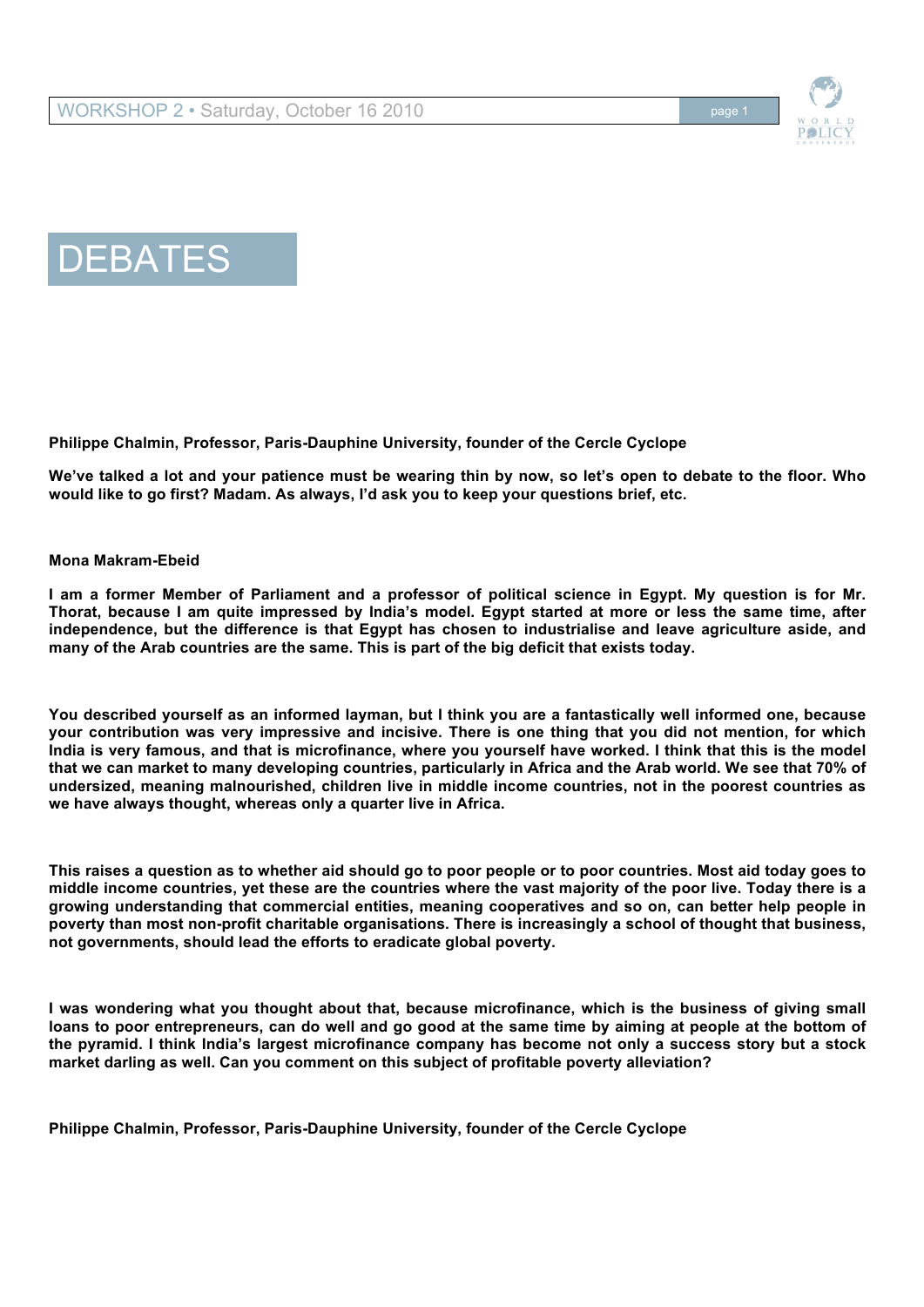# DEBATES

**Philippe Chalmin, Professor, Paris-Dauphine University, founder of the Cercle Cyclope**

**We've talked a lot and your patience must be wearing thin by now, so let's open to debate to the floor. Who would like to go first? Madam. As always, I'd ask you to keep your questions brief, etc.**

**Mona Makram-Ebeid**

**I am a former Member of Parliament and a professor of political science in Egypt. My question is for Mr. Thorat, because I am quite impressed by India's model. Egypt started at more or less the same time, after independence, but the difference is that Egypt has chosen to industrialise and leave agriculture aside, and many of the Arab countries are the same. This is part of the big deficit that exists today.**

**You described yourself as an informed layman, but I think you are a fantastically well informed one, because your contribution was very impressive and incisive. There is one thing that you did not mention, for which India is very famous, and that is microfinance, where you yourself have worked. I think that this is the model that we can market to many developing countries, particularly in Africa and the Arab world. We see that 70% of undersized, meaning malnourished, children live in middle income countries, not in the poorest countries as we have always thought, whereas only a quarter live in Africa.**

**This raises a question as to whether aid should go to poor people or to poor countries. Most aid today goes to middle income countries, yet these are the countries where the vast majority of the poor live. Today there is a growing understanding that commercial entities, meaning cooperatives and so on, can better help people in poverty than most non-profit charitable organisations. There is increasingly a school of thought that business, not governments, should lead the efforts to eradicate global poverty.**

**I was wondering what you thought about that, because microfinance, which is the business of giving small loans to poor entrepreneurs, can do well and go good at the same time by aiming at people at the bottom of the pyramid. I think India's largest microfinance company has become not only a success story but a stock market darling as well. Can you comment on this subject of profitable poverty alleviation?**

**Philippe Chalmin, Professor, Paris-Dauphine University, founder of the Cercle Cyclope**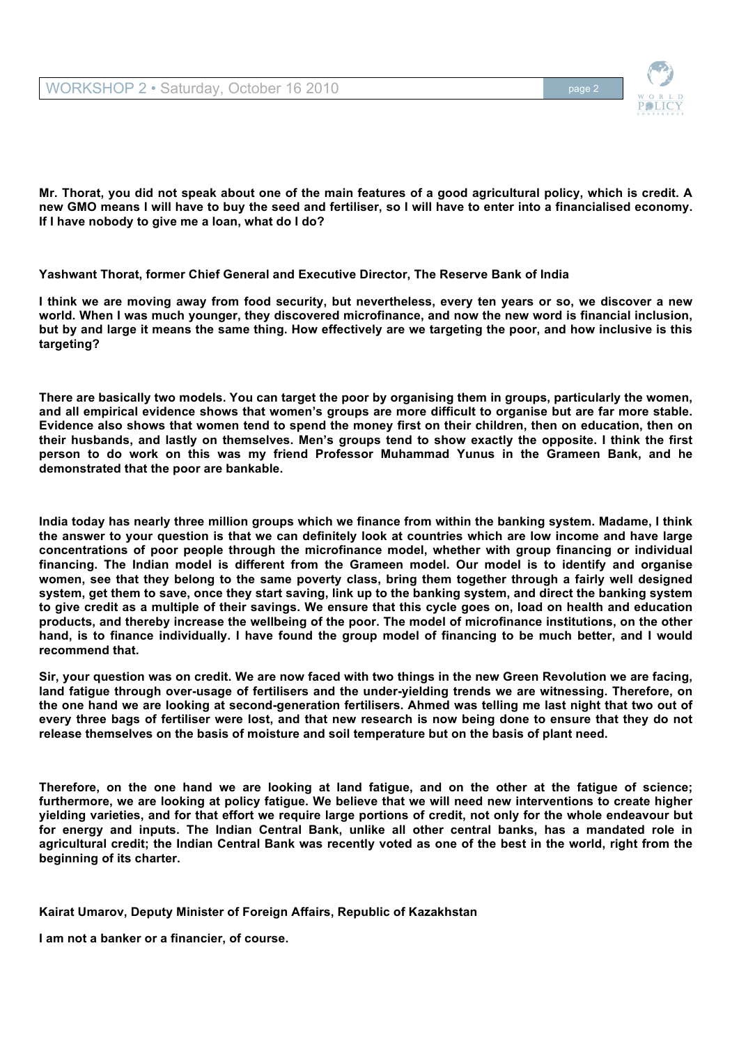**Mr. Thorat, you did not speak about one of the main features of a good agricultural policy, which is credit. A new GMO means I will have to buy the seed and fertiliser, so I will have to enter into a financialised economy. If I have nobody to give me a loan, what do I do?**

**Yashwant Thorat, former Chief General and Executive Director, The Reserve Bank of India**

**I think we are moving away from food security, but nevertheless, every ten years or so, we discover a new world. When I was much younger, they discovered microfinance, and now the new word is financial inclusion, but by and large it means the same thing. How effectively are we targeting the poor, and how inclusive is this targeting?**

**There are basically two models. You can target the poor by organising them in groups, particularly the women, and all empirical evidence shows that women's groups are more difficult to organise but are far more stable. Evidence also shows that women tend to spend the money first on their children, then on education, then on their husbands, and lastly on themselves. Men's groups tend to show exactly the opposite. I think the first person to do work on this was my friend Professor Muhammad Yunus in the Grameen Bank, and he demonstrated that the poor are bankable.**

**India today has nearly three million groups which we finance from within the banking system. Madame, I think the answer to your question is that we can definitely look at countries which are low income and have large concentrations of poor people through the microfinance model, whether with group financing or individual financing. The Indian model is different from the Grameen model. Our model is to identify and organise women, see that they belong to the same poverty class, bring them together through a fairly well designed system, get them to save, once they start saving, link up to the banking system, and direct the banking system to give credit as a multiple of their savings. We ensure that this cycle goes on, load on health and education products, and thereby increase the wellbeing of the poor. The model of microfinance institutions, on the other hand, is to finance individually. I have found the group model of financing to be much better, and I would recommend that.**

**Sir, your question was on credit. We are now faced with two things in the new Green Revolution we are facing, land fatigue through over-usage of fertilisers and the under-yielding trends we are witnessing. Therefore, on the one hand we are looking at second-generation fertilisers. Ahmed was telling me last night that two out of every three bags of fertiliser were lost, and that new research is now being done to ensure that they do not release themselves on the basis of moisture and soil temperature but on the basis of plant need.**

**Therefore, on the one hand we are looking at land fatigue, and on the other at the fatigue of science; furthermore, we are looking at policy fatigue. We believe that we will need new interventions to create higher yielding varieties, and for that effort we require large portions of credit, not only for the whole endeavour but for energy and inputs. The Indian Central Bank, unlike all other central banks, has a mandated role in agricultural credit; the Indian Central Bank was recently voted as one of the best in the world, right from the beginning of its charter.**

**Kairat Umarov, Deputy Minister of Foreign Affairs, Republic of Kazakhstan**

**I am not a banker or a financier, of course.**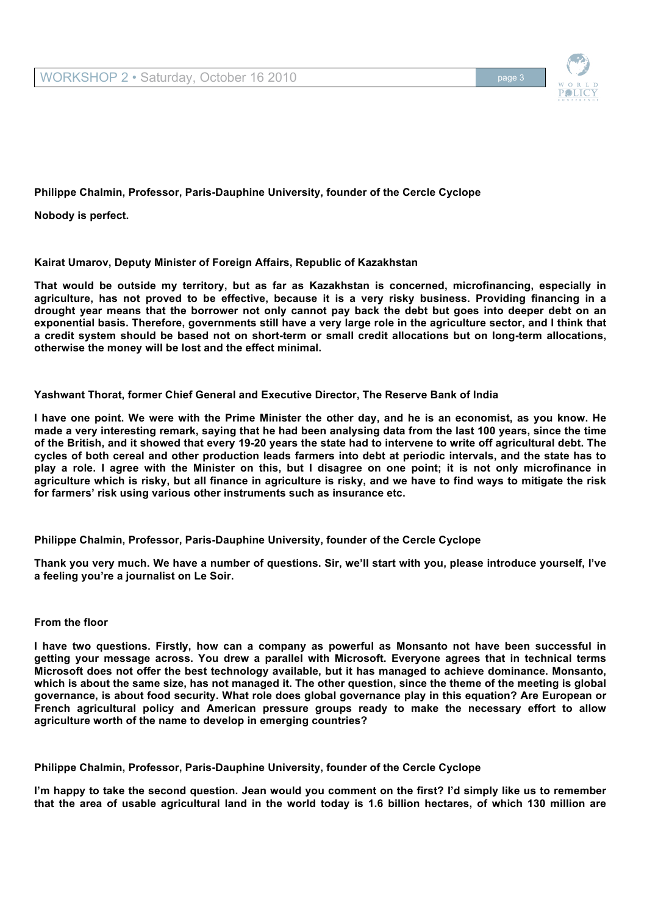**Philippe Chalmin, Professor, Paris-Dauphine University, founder of the Cercle Cyclope**

**Nobody is perfect.**

**Kairat Umarov, Deputy Minister of Foreign Affairs, Republic of Kazakhstan**

**That would be outside my territory, but as far as Kazakhstan is concerned, microfinancing, especially in agriculture, has not proved to be effective, because it is a very risky business. Providing financing in a drought year means that the borrower not only cannot pay back the debt but goes into deeper debt on an exponential basis. Therefore, governments still have a very large role in the agriculture sector, and I think that a credit system should be based not on short-term or small credit allocations but on long-term allocations, otherwise the money will be lost and the effect minimal.**

**Yashwant Thorat, former Chief General and Executive Director, The Reserve Bank of India**

**I have one point. We were with the Prime Minister the other day, and he is an economist, as you know. He made a very interesting remark, saying that he had been analysing data from the last 100 years, since the time of the British, and it showed that every 19-20 years the state had to intervene to write off agricultural debt. The cycles of both cereal and other production leads farmers into debt at periodic intervals, and the state has to play a role. I agree with the Minister on this, but I disagree on one point; it is not only microfinance in agriculture which is risky, but all finance in agriculture is risky, and we have to find ways to mitigate the risk for farmers' risk using various other instruments such as insurance etc.**

**Philippe Chalmin, Professor, Paris-Dauphine University, founder of the Cercle Cyclope**

**Thank you very much. We have a number of questions. Sir, we'll start with you, please introduce yourself, I've a feeling you're a journalist on Le Soir.**

**From the floor**

**I have two questions. Firstly, how can a company as powerful as Monsanto not have been successful in getting your message across. You drew a parallel with Microsoft. Everyone agrees that in technical terms Microsoft does not offer the best technology available, but it has managed to achieve dominance. Monsanto, which is about the same size, has not managed it. The other question, since the theme of the meeting is global governance, is about food security. What role does global governance play in this equation? Are European or French agricultural policy and American pressure groups ready to make the necessary effort to allow agriculture worth of the name to develop in emerging countries?**

**Philippe Chalmin, Professor, Paris-Dauphine University, founder of the Cercle Cyclope**

**I'm happy to take the second question. Jean would you comment on the first? I'd simply like us to remember that the area of usable agricultural land in the world today is 1.6 billion hectares, of which 130 million are**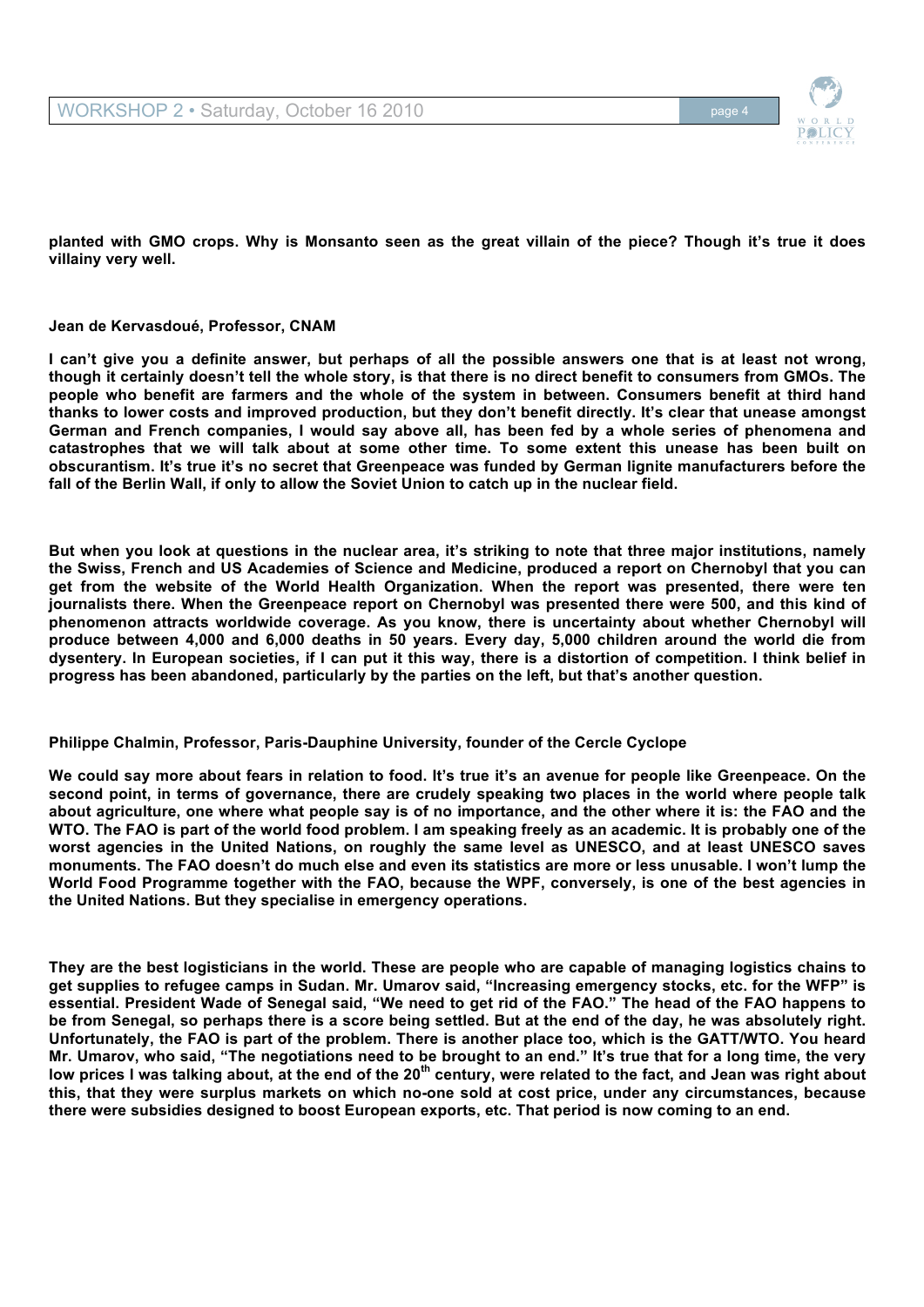**planted with GMO crops. Why is Monsanto seen as the great villain of the piece? Though it's true it does villainy very well.**

**Jean de Kervasdoué, Professor, CNAM**

**I can't give you a definite answer, but perhaps of all the possible answers one that is at least not wrong, though it certainly doesn't tell the whole story, is that there is no direct benefit to consumers from GMOs. The people who benefit are farmers and the whole of the system in between. Consumers benefit at third hand thanks to lower costs and improved production, but they don't benefit directly. It's clear that unease amongst German and French companies, I would say above all, has been fed by a whole series of phenomena and catastrophes that we will talk about at some other time. To some extent this unease has been built on obscurantism. It's true it's no secret that Greenpeace was funded by German lignite manufacturers before the fall of the Berlin Wall, if only to allow the Soviet Union to catch up in the nuclear field.**

**But when you look at questions in the nuclear area, it's striking to note that three major institutions, namely the Swiss, French and US Academies of Science and Medicine, produced a report on Chernobyl that you can get from the website of the World Health Organization. When the report was presented, there were ten journalists there. When the Greenpeace report on Chernobyl was presented there were 500, and this kind of phenomenon attracts worldwide coverage. As you know, there is uncertainty about whether Chernobyl will produce between 4,000 and 6,000 deaths in 50 years. Every day, 5,000 children around the world die from dysentery. In European societies, if I can put it this way, there is a distortion of competition. I think belief in progress has been abandoned, particularly by the parties on the left, but that's another question.**

**Philippe Chalmin, Professor, Paris-Dauphine University, founder of the Cercle Cyclope**

**We could say more about fears in relation to food. It's true it's an avenue for people like Greenpeace. On the second point, in terms of governance, there are crudely speaking two places in the world where people talk about agriculture, one where what people say is of no importance, and the other where it is: the FAO and the WTO. The FAO is part of the world food problem. I am speaking freely as an academic. It is probably one of the worst agencies in the United Nations, on roughly the same level as UNESCO, and at least UNESCO saves monuments. The FAO doesn't do much else and even its statistics are more or less unusable. I won't lump the World Food Programme together with the FAO, because the WPF, conversely, is one of the best agencies in the United Nations. But they specialise in emergency operations.**

**They are the best logisticians in the world. These are people who are capable of managing logistics chains to get supplies to refugee camps in Sudan. Mr. Umarov said, "Increasing emergency stocks, etc. for the WFP" is essential. President Wade of Senegal said, "We need to get rid of the FAO." The head of the FAO happens to be from Senegal, so perhaps there is a score being settled. But at the end of the day, he was absolutely right. Unfortunately, the FAO is part of the problem. There is another place too, which is the GATT/WTO. You heard Mr. Umarov, who said, "The negotiations need to be brought to an end." It's true that for a long time, the very low prices I was talking about, at the end of the 20th century, were related to the fact, and Jean was right about this, that they were surplus markets on which no-one sold at cost price, under any circumstances, because there were subsidies designed to boost European exports, etc. That period is now coming to an end.**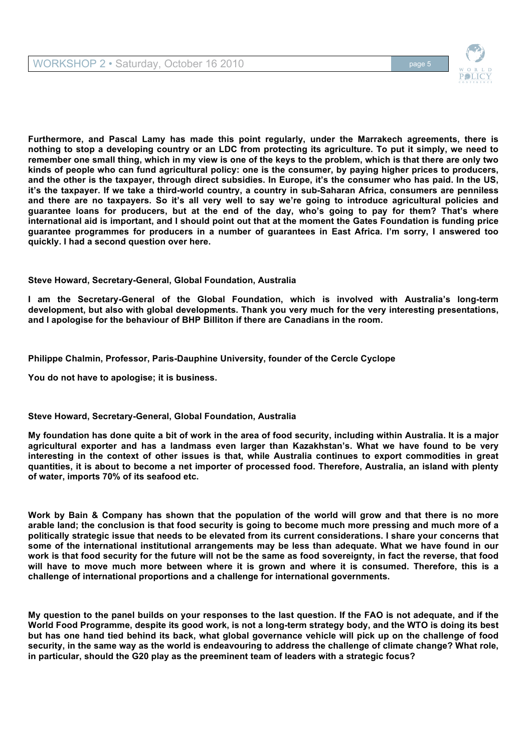**Furthermore, and Pascal Lamy has made this point regularly, under the Marrakech agreements, there is nothing to stop a developing country or an LDC from protecting its agriculture. To put it simply, we need to remember one small thing, which in my view is one of the keys to the problem, which is that there are only two kinds of people who can fund agricultural policy: one is the consumer, by paying higher prices to producers, and the other is the taxpayer, through direct subsidies. In Europe, it's the consumer who has paid. In the US, it's the taxpayer. If we take a third-world country, a country in sub-Saharan Africa, consumers are penniless and there are no taxpayers. So it's all very well to say we're going to introduce agricultural policies and guarantee loans for producers, but at the end of the day, who's going to pay for them? That's where international aid is important, and I should point out that at the moment the Gates Foundation is funding price guarantee programmes for producers in a number of guarantees in East Africa. I'm sorry, I answered too quickly. I had a second question over here.**

**Steve Howard, Secretary-General, Global Foundation, Australia**

**I am the Secretary-General of the Global Foundation, which is involved with Australia's long-term development, but also with global developments. Thank you very much for the very interesting presentations, and I apologise for the behaviour of BHP Billiton if there are Canadians in the room.**

**Philippe Chalmin, Professor, Paris-Dauphine University, founder of the Cercle Cyclope**

**You do not have to apologise; it is business.**

**Steve Howard, Secretary-General, Global Foundation, Australia**

**My foundation has done quite a bit of work in the area of food security, including within Australia. It is a major agricultural exporter and has a landmass even larger than Kazakhstan's. What we have found to be very interesting in the context of other issues is that, while Australia continues to export commodities in great quantities, it is about to become a net importer of processed food. Therefore, Australia, an island with plenty of water, imports 70% of its seafood etc.**

**Work by Bain & Company has shown that the population of the world will grow and that there is no more arable land; the conclusion is that food security is going to become much more pressing and much more of a politically strategic issue that needs to be elevated from its current considerations. I share your concerns that some of the international institutional arrangements may be less than adequate. What we have found in our work is that food security for the future will not be the same as food sovereignty, in fact the reverse, that food will have to move much more between where it is grown and where it is consumed. Therefore, this is a challenge of international proportions and a challenge for international governments.**

**My question to the panel builds on your responses to the last question. If the FAO is not adequate, and if the World Food Programme, despite its good work, is not a long-term strategy body, and the WTO is doing its best but has one hand tied behind its back, what global governance vehicle will pick up on the challenge of food security, in the same way as the world is endeavouring to address the challenge of climate change? What role, in particular, should the G20 play as the preeminent team of leaders with a strategic focus?**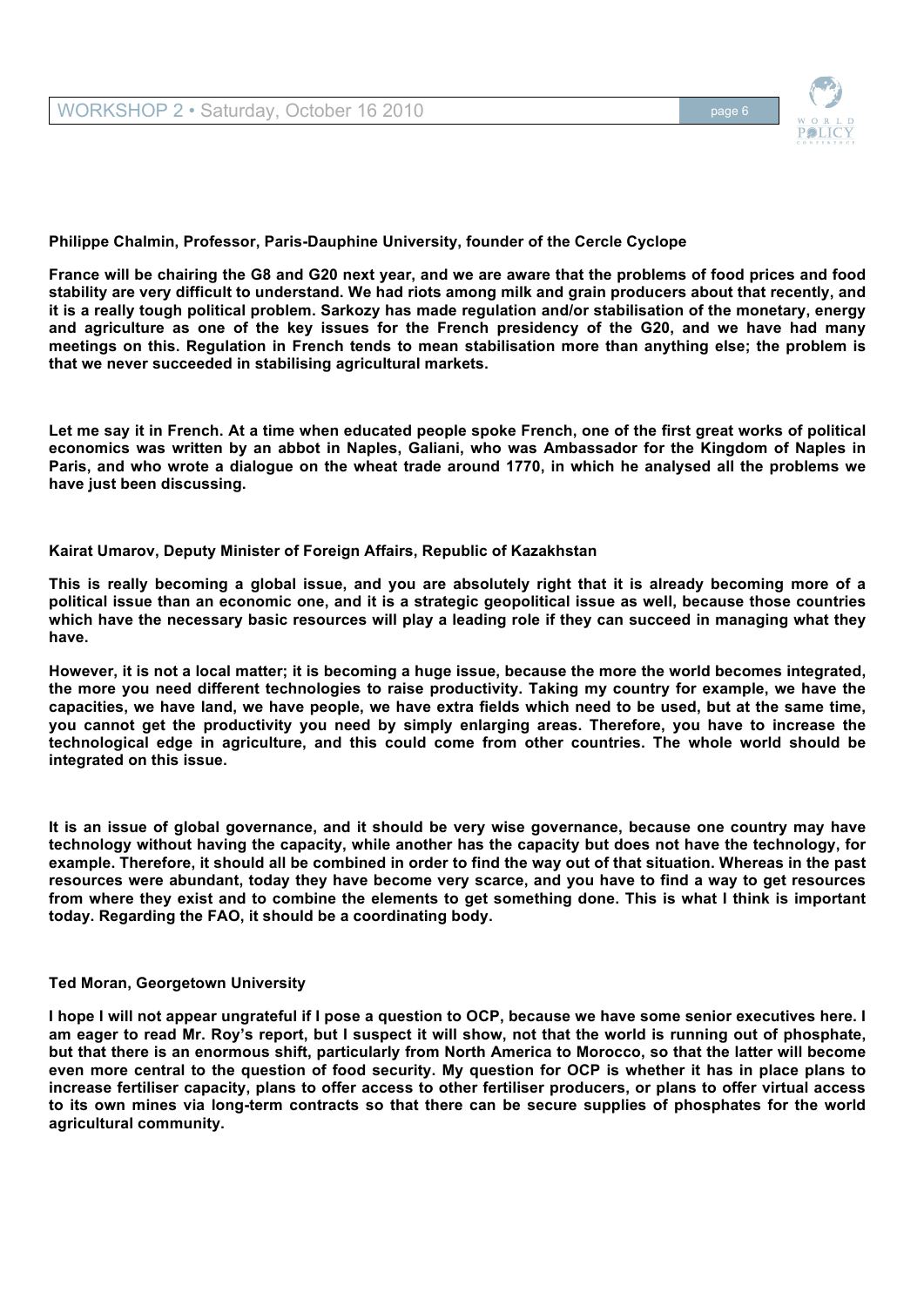**Philippe Chalmin, Professor, Paris-Dauphine University, founder of the Cercle Cyclope**

**France will be chairing the G8 and G20 next year, and we are aware that the problems of food prices and food stability are very difficult to understand. We had riots among milk and grain producers about that recently, and it is a really tough political problem. Sarkozy has made regulation and/or stabilisation of the monetary, energy and agriculture as one of the key issues for the French presidency of the G20, and we have had many meetings on this. Regulation in French tends to mean stabilisation more than anything else; the problem is that we never succeeded in stabilising agricultural markets.**

**Let me say it in French. At a time when educated people spoke French, one of the first great works of political economics was written by an abbot in Naples, Galiani, who was Ambassador for the Kingdom of Naples in Paris, and who wrote a dialogue on the wheat trade around 1770, in which he analysed all the problems we have just been discussing.**

**Kairat Umarov, Deputy Minister of Foreign Affairs, Republic of Kazakhstan**

**This is really becoming a global issue, and you are absolutely right that it is already becoming more of a political issue than an economic one, and it is a strategic geopolitical issue as well, because those countries which have the necessary basic resources will play a leading role if they can succeed in managing what they have.**

**However, it is not a local matter; it is becoming a huge issue, because the more the world becomes integrated, the more you need different technologies to raise productivity. Taking my country for example, we have the capacities, we have land, we have people, we have extra fields which need to be used, but at the same time, you cannot get the productivity you need by simply enlarging areas. Therefore, you have to increase the technological edge in agriculture, and this could come from other countries. The whole world should be integrated on this issue.**

**It is an issue of global governance, and it should be very wise governance, because one country may have technology without having the capacity, while another has the capacity but does not have the technology, for example. Therefore, it should all be combined in order to find the way out of that situation. Whereas in the past resources were abundant, today they have become very scarce, and you have to find a way to get resources from where they exist and to combine the elements to get something done. This is what I think is important today. Regarding the FAO, it should be a coordinating body.**

**Ted Moran, Georgetown University**

**I hope I will not appear ungrateful if I pose a question to OCP, because we have some senior executives here. I am eager to read Mr. Roy's report, but I suspect it will show, not that the world is running out of phosphate, but that there is an enormous shift, particularly from North America to Morocco, so that the latter will become even more central to the question of food security. My question for OCP is whether it has in place plans to increase fertiliser capacity, plans to offer access to other fertiliser producers, or plans to offer virtual access to its own mines via long-term contracts so that there can be secure supplies of phosphates for the world agricultural community.**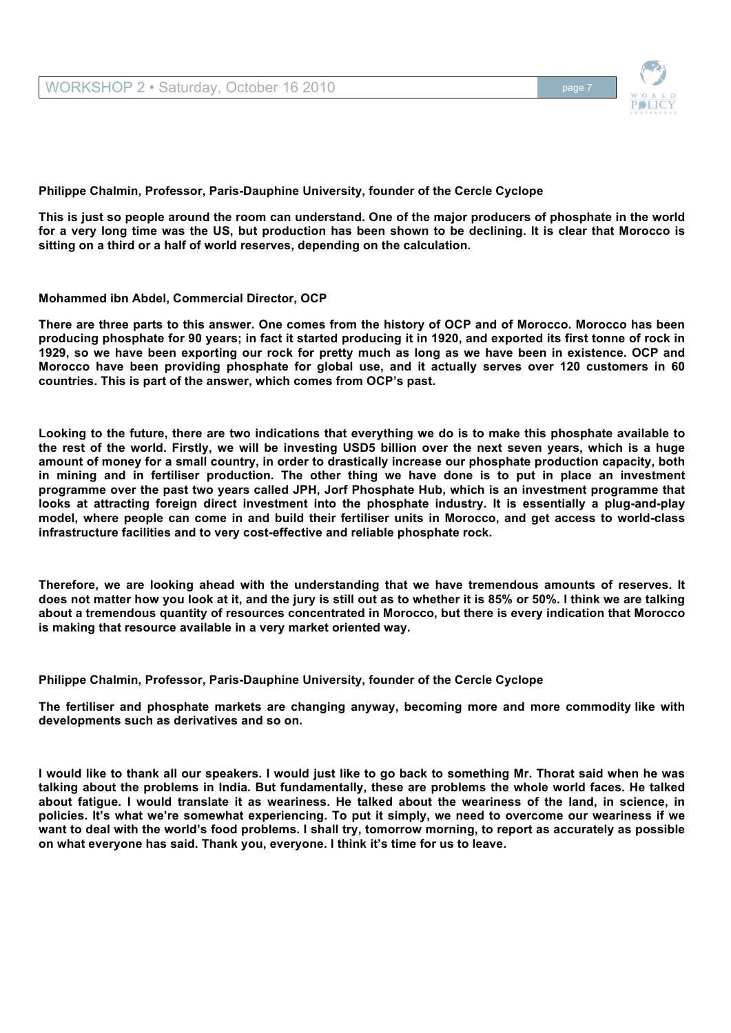**Philippe Chalmin, Professor, Paris-Dauphine University, founder of the Cercle Cyclope**

**This is just so people around the room can understand. One of the major producers of phosphate in the world for a very long time was the US, but production has been shown to be declining. It is clear that Morocco is sitting on a third or a half of world reserves, depending on the calculation.**

**Mohammed ibn Abdel, Commercial Director, OCP**

**There are three parts to this answer. One comes from the history of OCP and of Morocco. Morocco has been producing phosphate for 90 years; in fact it started producing it in 1920, and exported its first tonne of rock in 1929, so we have been exporting our rock for pretty much as long as we have been in existence. OCP and Morocco have been providing phosphate for global use, and it actually serves over 120 customers in 60 countries. This is part of the answer, which comes from OCP's past.**

**Looking to the future, there are two indications that everything we do is to make this phosphate available to the rest of the world. Firstly, we will be investing USD5 billion over the next seven years, which is a huge amount of money for a small country, in order to drastically increase our phosphate production capacity, both in mining and in fertiliser production. The other thing we have done is to put in place an investment programme over the past two years called JPH, Jorf Phosphate Hub, which is an investment programme that looks at attracting foreign direct investment into the phosphate industry. It is essentially a plug-and-play model, where people can come in and build their fertiliser units in Morocco, and get access to world-class infrastructure facilities and to very cost-effective and reliable phosphate rock.**

**Therefore, we are looking ahead with the understanding that we have tremendous amounts of reserves. It does not matter how you look at it, and the jury is still out as to whether it is 85% or 50%. I think we are talking about a tremendous quantity of resources concentrated in Morocco, but there is every indication that Morocco is making that resource available in a very market oriented way.**

**Philippe Chalmin, Professor, Paris-Dauphine University, founder of the Cercle Cyclope**

**The fertiliser and phosphate markets are changing anyway, becoming more and more commodity like with developments such as derivatives and so on.**

**I would like to thank all our speakers. I would just like to go back to something Mr. Thorat said when he was talking about the problems in India. But fundamentally, these are problems the whole world faces. He talked about fatigue. I would translate it as weariness. He talked about the weariness of the land, in science, in policies. It's what we're somewhat experiencing. To put it simply, we need to overcome our weariness if we want to deal with the world's food problems. I shall try, tomorrow morning, to report as accurately as possible on what everyone has said. Thank you, everyone. I think it's time for us to leave.**